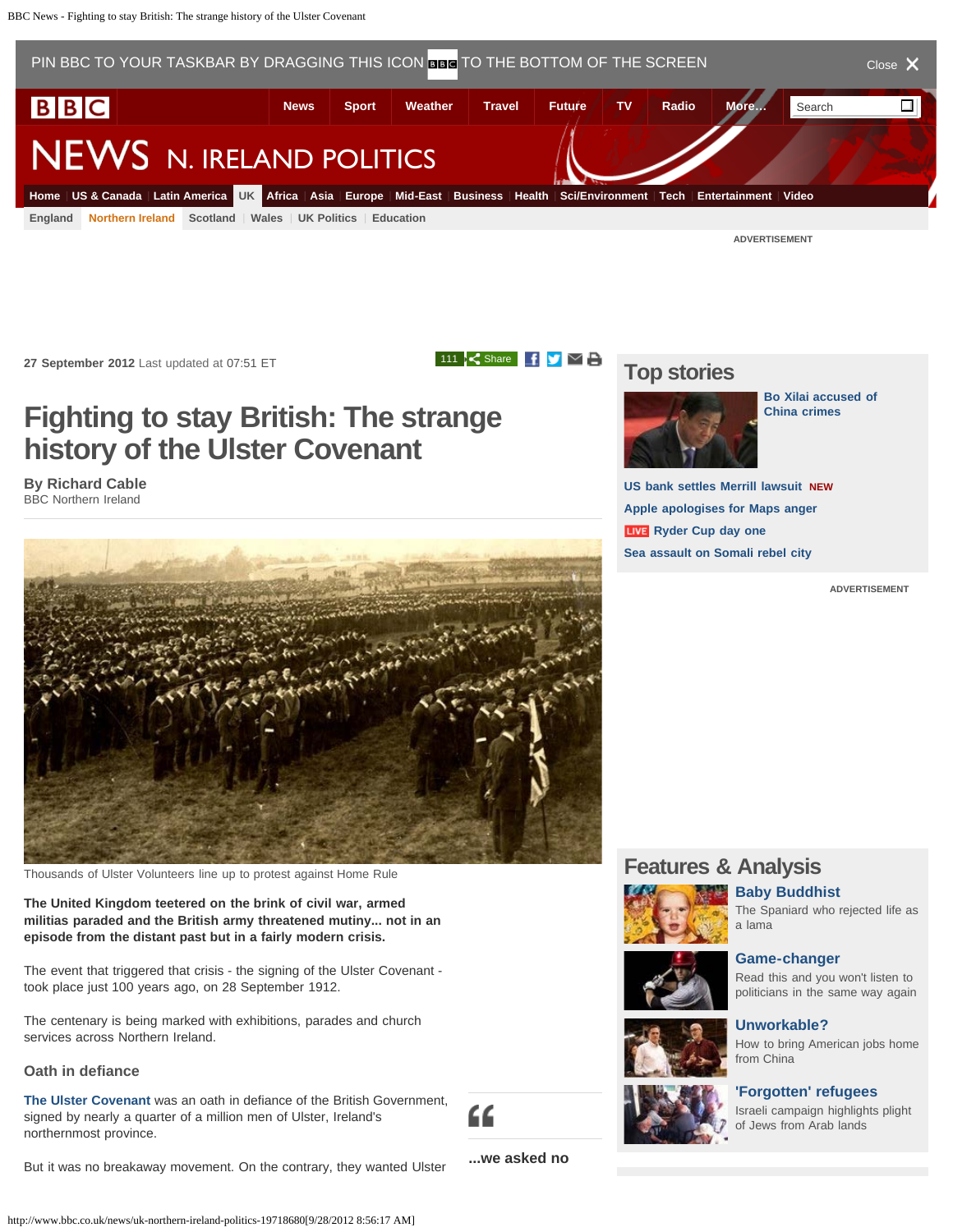PIN BBC TO YOUR TASKBAR BY DRAGGING THIS ICON TO THE BOTTOM OF THE SCREEN Close

News | Sport | Weather | Travel | Future | TV | Radio | More...

# NEWS N. IRELAND POLITICS

Home | US & Canada | Latin America | UK | Africa | Asia | Europe | Mid-East | Business | Health | Sci/Environment | Tech | Entertainment | Video

England | Northern Ireland | Scotland | Wales | UK Politics | Education

ADVERTISEMENT

**27 September 2012** Last updated at 07:51 ET

111 Share

# Fighting to stay British: The strange history of the Ulster Covenant

**By Richard Cable**
BBC Northern Ireland

Thousands of Ulster Volunteers line up to protest against Home Rule

**The United Kingdom teetered on the brink of civil war, armed militias paraded and the British army threatened mutiny... not in an episode from the distant past but in a fairly modern crisis.**

The event that triggered that crisis - the signing of the Ulster Covenant - took place just 100 years ago, on 28 September 1912.

The centenary is being marked with exhibitions, parades and church services across Northern Ireland.

## Oath in defiance

The Ulster Covenant was an oath in defiance of the British Government, signed by nearly a quarter of a million men of Ulster, Ireland's northernmost province.

But it was no breakaway movement. On the contrary, they wanted Ulster

> ...we asked no

## Top stories

- Bo Xilai accused of China crimes
- US bank settles Merrill lawsuit NEW
- Apple apologises for Maps anger
- LIVE Ryder Cup day one
- Sea assault on Somali rebel city

ADVERTISEMENT

## Features & Analysis

**Baby Buddhist**
The Spaniard who rejected life as a lama

**Game-changer**
Read this and you won't listen to politicians in the same way again

**Unworkable?**
How to bring American jobs home from China

**'Forgotten' refugees**
Israeli campaign highlights plight of Jews from Arab lands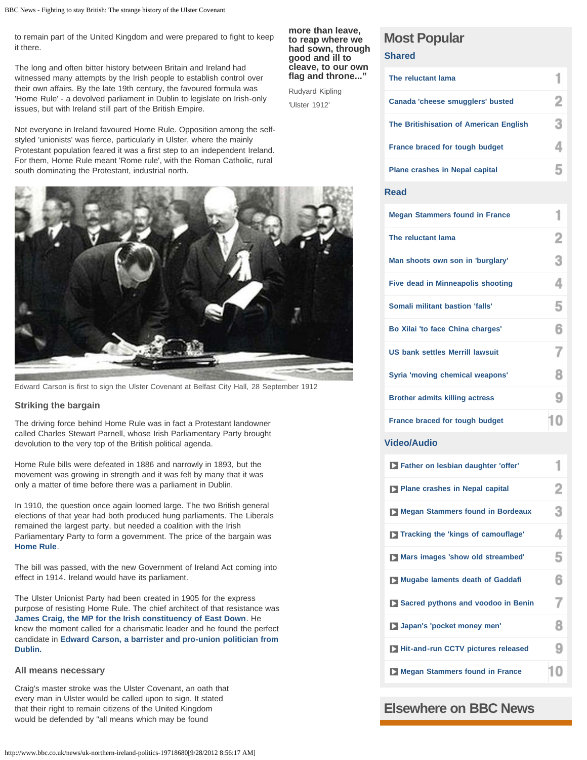to remain part of the United Kingdom and were prepared to fight to keep it there.

The long and often bitter history between Britain and Ireland had witnessed many attempts by the Irish people to establish control over their own affairs. By the late 19th century, the favoured formula was 'Home Rule' - a devolved parliament in Dublin to legislate on Irish-only issues, but with Ireland still part of the British Empire.

Not everyone in Ireland favoured Home Rule. Opposition among the self-styled 'unionists' was fierce, particularly in Ulster, where the mainly Protestant population feared it was a first step to an independent Ireland. For them, Home Rule meant 'Rome rule', with the Roman Catholic, rural south dominating the Protestant, industrial north.

**more than leave, to reap where we had sown, through good and ill to cleave, to our own flag and throne..."**

Rudyard Kipling

'Ulster 1912'

Edward Carson is first to sign the Ulster Covenant at Belfast City Hall, 28 September 1912

### Striking the bargain

The driving force behind Home Rule was in fact a Protestant landowner called Charles Stewart Parnell, whose Irish Parliamentary Party brought devolution to the very top of the British political agenda.

Home Rule bills were defeated in 1886 and narrowly in 1893, but the movement was growing in strength and it was felt by many that it was only a matter of time before there was a parliament in Dublin.

In 1910, the question once again loomed large. The two British general elections of that year had both produced hung parliaments. The Liberals remained the largest party, but needed a coalition with the Irish Parliamentary Party to form a government. The price of the bargain was **Home Rule**.

The bill was passed, with the new Government of Ireland Act coming into effect in 1914. Ireland would have its parliament.

The Ulster Unionist Party had been created in 1905 for the express purpose of resisting Home Rule. The chief architect of that resistance was **James Craig, the MP for the Irish constituency of East Down**. He knew the moment called for a charismatic leader and he found the perfect candidate in **Edward Carson, a barrister and pro-union politician from Dublin.**

### All means necessary

Craig's master stroke was the Ulster Covenant, an oath that every man in Ulster would be called upon to sign. It stated that their right to remain citizens of the United Kingdom would be defended by "all means which may be found

## Most Popular

### Shared

1. The reluctant lama
2. Canada 'cheese smugglers' busted
3. The Britishisation of American English
4. France braced for tough budget
5. Plane crashes in Nepal capital

### Read

1. Megan Stammers found in France
2. The reluctant lama
3. Man shoots own son in 'burglary'
4. Five dead in Minneapolis shooting
5. Somali militant bastion 'falls'
6. Bo Xilai 'to face China charges'
7. US bank settles Merrill lawsuit
8. Syria 'moving chemical weapons'
9. Brother admits killing actress
10. France braced for tough budget

### Video/Audio

1. Father on lesbian daughter 'offer'
2. Plane crashes in Nepal capital
3. Megan Stammers found in Bordeaux
4. Tracking the 'kings of camouflage'
5. Mars images 'show old streambed'
6. Mugabe laments death of Gaddafi
7. Sacred pythons and voodoo in Benin
8. Japan's 'pocket money men'
9. Hit-and-run CCTV pictures released
10. Megan Stammers found in France

## Elsewhere on BBC News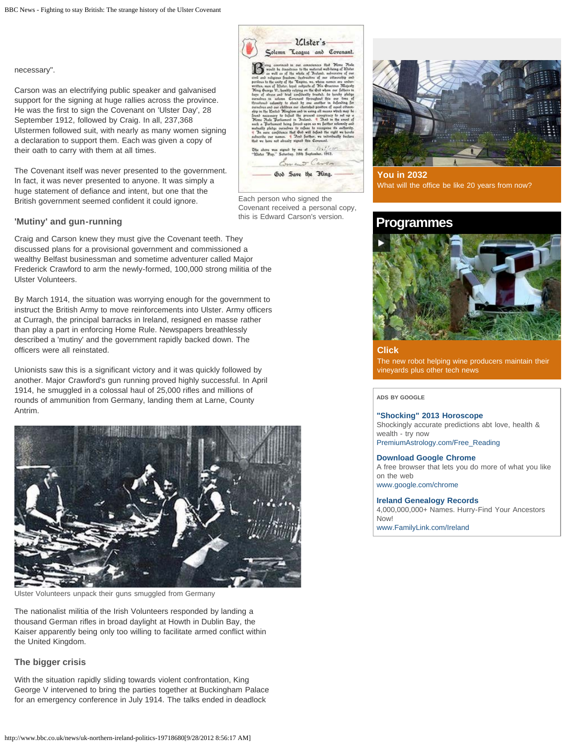necessary".

Carson was an electrifying public speaker and galvanised support for the signing at huge rallies across the province. He was the first to sign the Covenant on 'Ulster Day', 28 September 1912, followed by Craig. In all, 237,368 Ulstermen followed suit, with nearly as many women signing a declaration to support them. Each was given a copy of their oath to carry with them at all times.

The Covenant itself was never presented to the government. In fact, it was never presented to anyone. It was simply a huge statement of defiance and intent, but one that the British government seemed confident it could ignore.

Each person who signed the Covenant received a personal copy, this is Edward Carson's version.

### 'Mutiny' and gun-running

Craig and Carson knew they must give the Covenant teeth. They discussed plans for a provisional government and commissioned a wealthy Belfast businessman and sometime adventurer called Major Frederick Crawford to arm the newly-formed, 100,000 strong militia of the Ulster Volunteers.

By March 1914, the situation was worrying enough for the government to instruct the British Army to move reinforcements into Ulster. Army officers at Curragh, the principal barracks in Ireland, resigned en masse rather than play a part in enforcing Home Rule. Newspapers breathlessly described a 'mutiny' and the government rapidly backed down. The officers were all reinstated.

Unionists saw this is a significant victory and it was quickly followed by another. Major Crawford's gun running proved highly successful. In April 1914, he smuggled in a colossal haul of 25,000 rifles and millions of rounds of ammunition from Germany, landing them at Larne, County Antrim.

Ulster Volunteers unpack their guns smuggled from Germany

The nationalist militia of the Irish Volunteers responded by landing a thousand German rifles in broad daylight at Howth in Dublin Bay, the Kaiser apparently being only too willing to facilitate armed conflict within the United Kingdom.

### The bigger crisis

With the situation rapidly sliding towards violent confrontation, King George V intervened to bring the parties together at Buckingham Palace for an emergency conference in July 1914. The talks ended in deadlock

**You in 2032**
What will the office be like 20 years from now?

## Programmes

**Click**
The new robot helping wine producers maintain their vineyards plus other tech news

ADS BY GOOGLE

**"Shocking" 2013 Horoscope**
Shockingly accurate predictions abt love, health & wealth - try now
PremiumAstrology.com/Free_Reading

**Download Google Chrome**
A free browser that lets you do more of what you like on the web
www.google.com/chrome

**Ireland Genealogy Records**
4,000,000,000+ Names. Hurry-Find Your Ancestors Now!
www.FamilyLink.com/Ireland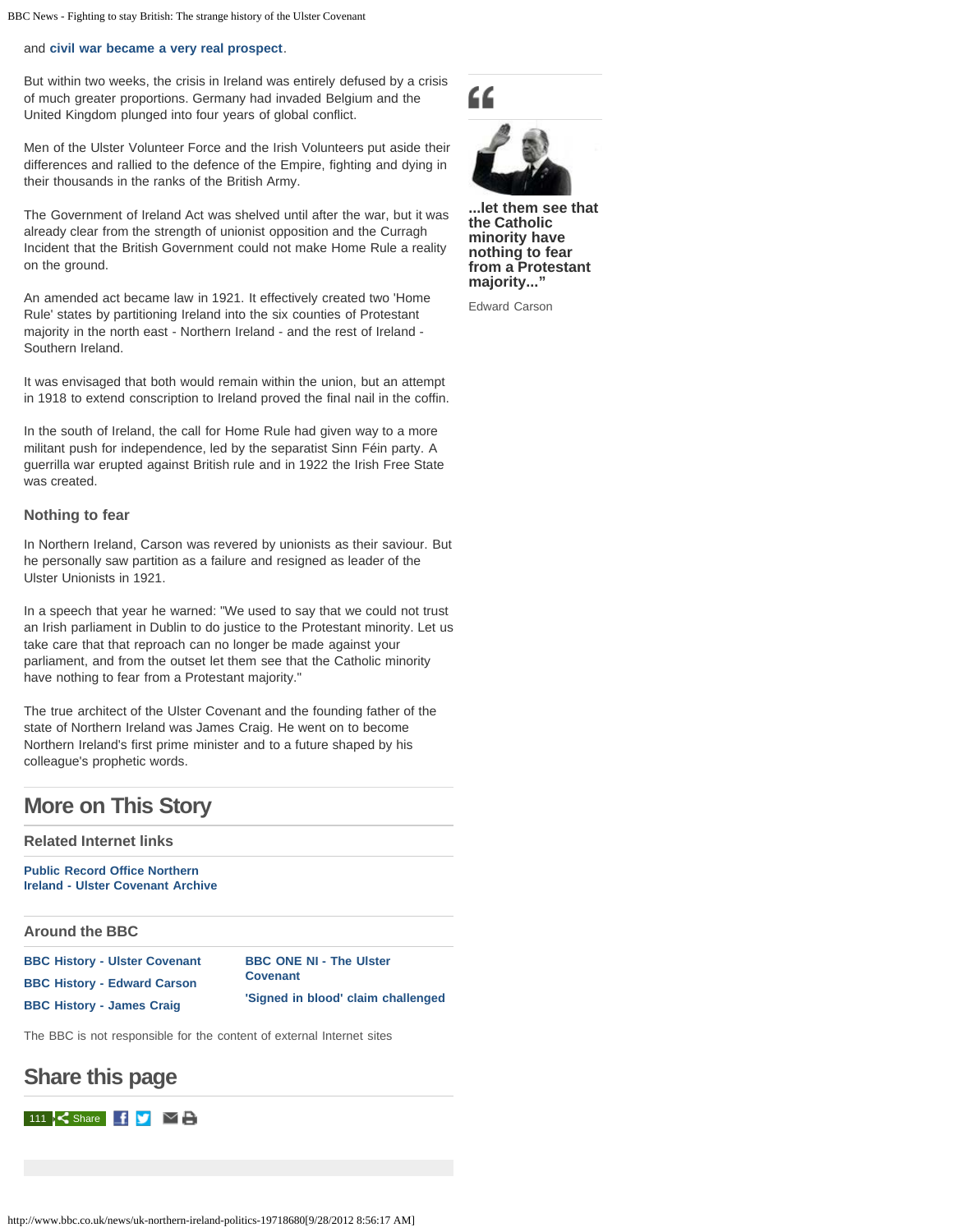and **civil war became a very real prospect**.

But within two weeks, the crisis in Ireland was entirely defused by a crisis of much greater proportions. Germany had invaded Belgium and the United Kingdom plunged into four years of global conflict.

Men of the Ulster Volunteer Force and the Irish Volunteers put aside their differences and rallied to the defence of the Empire, fighting and dying in their thousands in the ranks of the British Army.

The Government of Ireland Act was shelved until after the war, but it was already clear from the strength of unionist opposition and the Curragh Incident that the British Government could not make Home Rule a reality on the ground.

An amended act became law in 1921. It effectively created two 'Home Rule' states by partitioning Ireland into the six counties of Protestant majority in the north east - Northern Ireland - and the rest of Ireland - Southern Ireland.

It was envisaged that both would remain within the union, but an attempt in 1918 to extend conscription to Ireland proved the final nail in the coffin.

In the south of Ireland, the call for Home Rule had given way to a more militant push for independence, led by the separatist Sinn Féin party. A guerrilla war erupted against British rule and in 1922 the Irish Free State was created.

> **...let them see that the Catholic minority have nothing to fear from a Protestant majority..."**
>
> Edward Carson

### Nothing to fear

In Northern Ireland, Carson was revered by unionists as their saviour. But he personally saw partition as a failure and resigned as leader of the Ulster Unionists in 1921.

In a speech that year he warned: "We used to say that we could not trust an Irish parliament in Dublin to do justice to the Protestant minority. Let us take care that that reproach can no longer be made against your parliament, and from the outset let them see that the Catholic minority have nothing to fear from a Protestant majority."

The true architect of the Ulster Covenant and the founding father of the state of Northern Ireland was James Craig. He went on to become Northern Ireland's first prime minister and to a future shaped by his colleague's prophetic words.

## More on This Story

### Related Internet links

**Public Record Office Northern Ireland - Ulster Covenant Archive**

### Around the BBC

- **BBC History - Ulster Covenant**
- **BBC History - Edward Carson**
- **BBC History - James Craig**
- **BBC ONE NI - The Ulster Covenant**
- **'Signed in blood' claim challenged**

The BBC is not responsible for the content of external Internet sites

## Share this page

111 Share